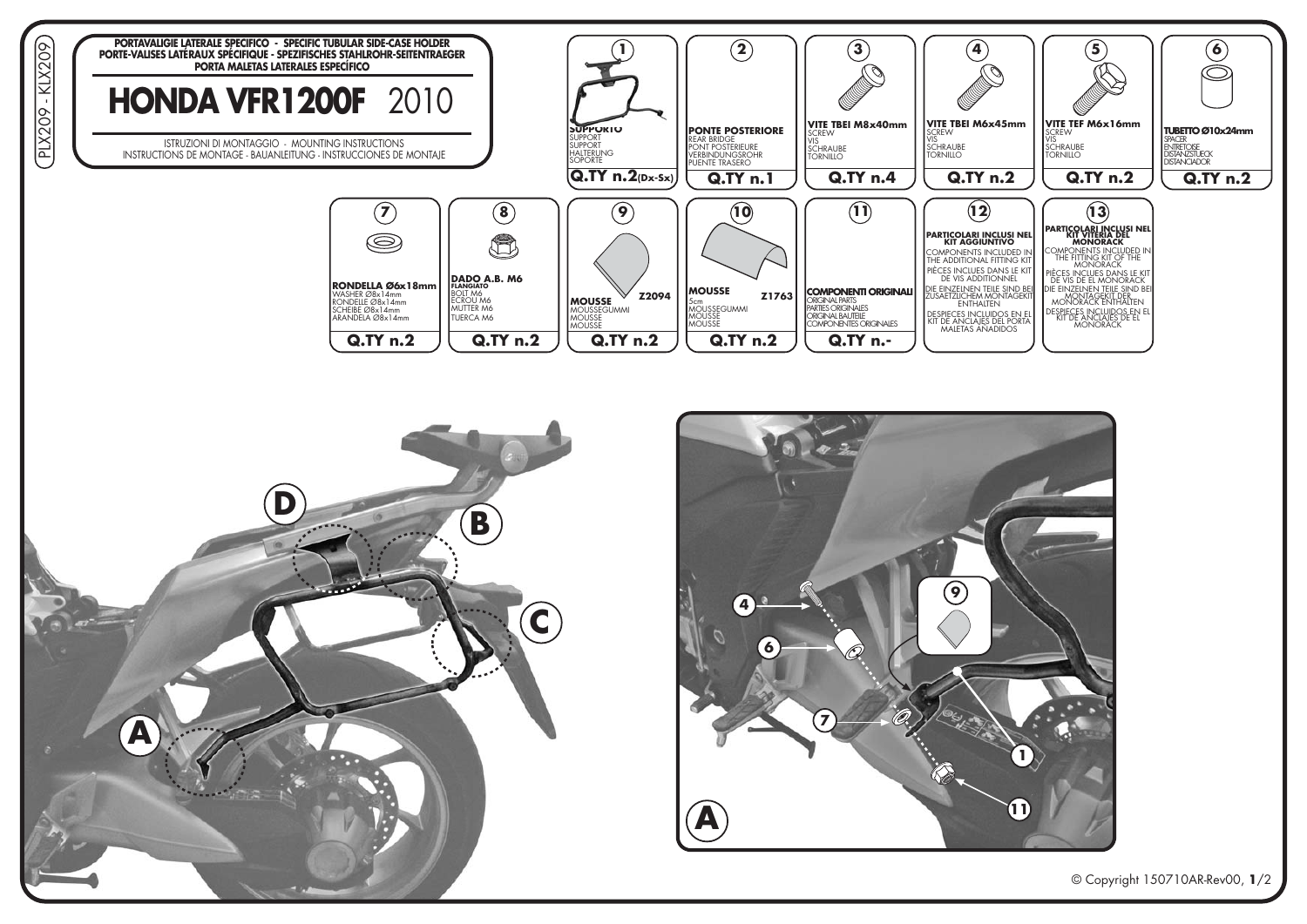PLX209 - KLX209

**PORTAVALIGIE LATERALE SPECIFICO - SPECIFIC TUBULAR SIDE-CASE HOLDER**
**PORTE-VALISES LATÉRAUX SPÉCIFIQUE - SPEZIFISCHES STAHLROHR-SEITENTRAEGER**
**PORTA MALETAS LATERALES ESPECÍFICO**

# HONDA VFR1200F 2010

ISTRUZIONI DI MONTAGGIO - MOUNTING INSTRUCTIONS
INSTRUCTIONS DE MONTAGE - BAUANLEITUNG - INSTRUCCIONES DE MONTAJE

| N. | Descrizione | Q.TY |
|---|---|---|
| 1 | **SUPPORTO** SUPPORT SUPPORT HALTERUNG SOPORTE | n.2 (Dx-Sx) |
| 2 | **PONTE POSTERIORE** REAR BRIDGE PONT POSTERIEURE VERBINDUNGSROHR PUENTE TRASERO | n.1 |
| 3 | **VITE TBEI M8x40mm** SCREW VIS SCHRAUBE TORNILLO | n.4 |
| 4 | **VITE TBEI M6x45mm** SCREW VIS SCHRAUBE TORNILLO | n.2 |
| 5 | **VITE TEF M6x16mm** SCREW VIS SCHRAUBE TORNILLO | n.2 |
| 6 | **TUBETTO Ø10x24mm** SPACER ENTRETOISE DISTANZSTUECK DISTANCIADOR | n.2 |
| 7 | **RONDELLA Ø6x18mm** WASHER Ø8x14mm RONDELLE Ø8x14mm SCHEIBE Ø8x14mm ARANDELA Ø8x14mm | n.2 |
| 8 | **DADO A.B. M6 FLANGIATO** BOLT M6 ECROU M6 MUTTER M6 TUERCA M6 | n.2 |
| 9 | **MOUSSE** MOUSSEGUMMI MOUSSE MOUSSE Z2094 | n.2 |
| 10 | **MOUSSE** 5cm MOUSSEGUMMI MOUSSE MOUSSE Z1763 | n.2 |
| 11 | **COMPONENTI ORIGINALI** ORIGINAL PARTS PARTIES ORIGINALES ORIGINAL BAUTEILE COMPONENTES ORIGINALES | n.- |
| 12 | **PARTICOLARI INCLUSI NEL KIT AGGIUNTIVO** COMPONENTS INCLUDED IN THE ADDITIONAL FITTING KIT PIÈCES INCLUES DANS LE KIT DE VIS ADDITIONNEL DIE EINZELNEN TEILE SIND BEI ZUSAETZLICHEM MONTAGEKIT ENTHALTEN DESPIECES INCLUIDOS EN EL KIT DE ANCLAJES DEL PORTA MALETAS AÑADIDOS | |
| 13 | **PARTICOLARI INCLUSI NEL KIT VITERIA DEL MONORACK** COMPONENTS INCLUDED IN THE FITTING KIT OF THE MONORACK PIÈCES INCLUES DANS LE KIT DE VIS DE EL MONORACK DIE EINZELNEN TEILE SIND BEI MONTAGEKIT DER MONORACK ENTHALTEN DESPIECES INCLUIDOS EN EL KIT DE ANCLAJES DE EL MONORACK | |

D B C A

A

4 6 7 9 1 11

© Copyright 150710AR-Rev00, **1**/2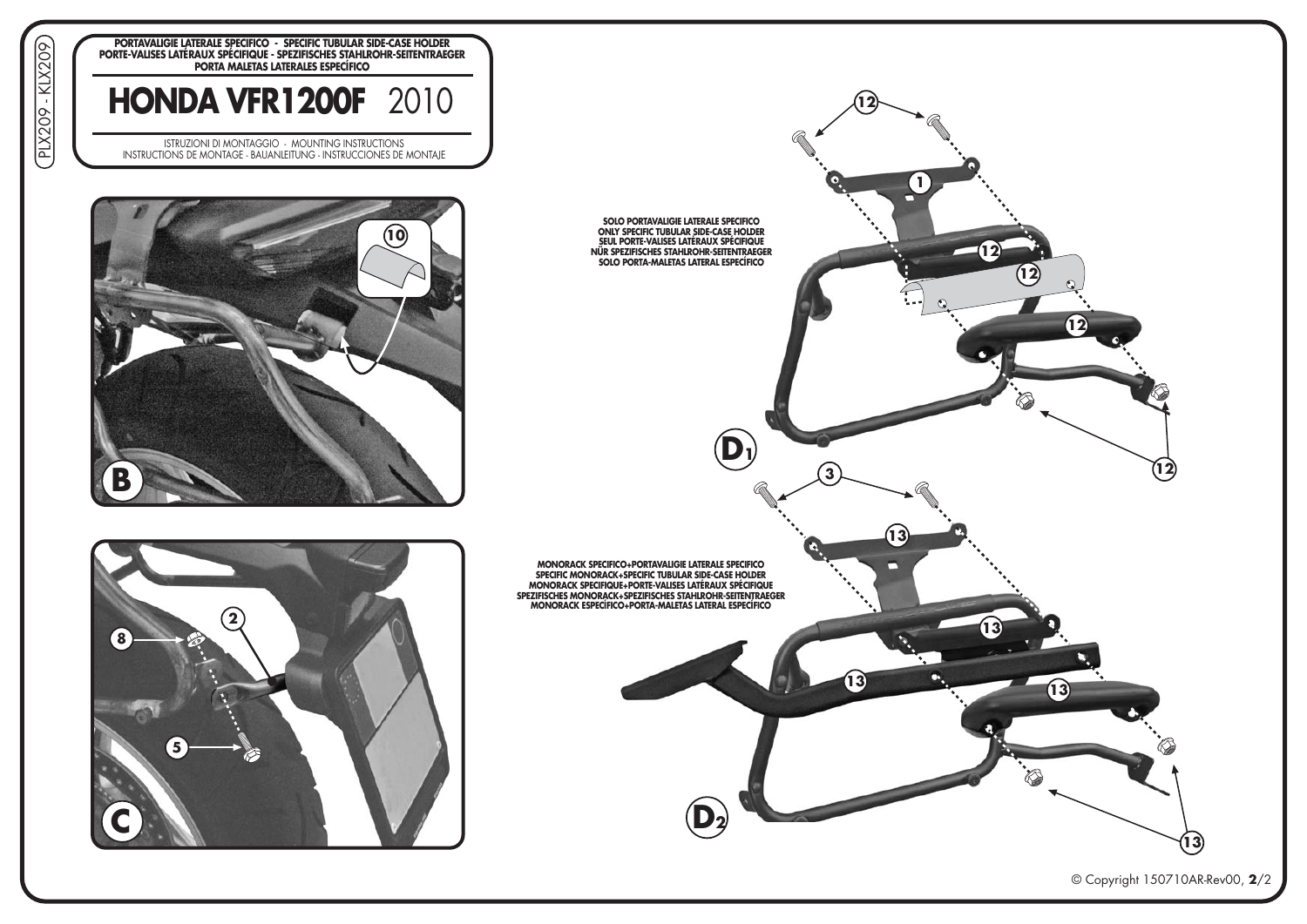PLX209 - KLX209

PORTAVALIGIE LATERALE SPECIFICO - SPECIFIC TUBULAR SIDE-CASE HOLDER
PORTE-VALISES LATÉRAUX SPÉCIFIQUE - SPEZIFISCHES STAHLROHR-SEITENTRAEGER
PORTA MALETAS LATERALES ESPECÍFICO

# HONDA VFR1200F 2010

ISTRUZIONI DI MONTAGGIO - MOUNTING INSTRUCTIONS
INSTRUCTIONS DE MONTAGE - BAUANLEITUNG - INSTRUCCIONES DE MONTAJE

B

10

C

8

2

5

SOLO PORTAVALIGIE LATERALE SPECIFICO
ONLY SPECIFIC TUBULAR SIDE-CASE HOLDER
SEUL PORTE-VALISES LATÉRAUX SPÉCIFIQUE
NÜR SPEZIFISCHES STAHLROHR-SEITENTRAEGER
SOLO PORTA-MALETAS LATERAL ESPECÍFICO

$D_1$

12

1

12

12

12

12

MONORACK SPECIFICO+PORTAVALIGIE LATERALE SPECIFICO
SPECIFIC MONORACK+SPECIFIC TUBULAR SIDE-CASE HOLDER
MONORACK SPÉCIFIQUE+PORTE-VALISES LATÉRAUX SPÉCIFIQUE
SPEZIFISCHES MONORACK+SPEZIFISCHES STAHLROHR-SEITENTRAEGER
MONORACK ESPECÍFICO+PORTA-MALETAS LATERAL ESPECÍFICO

$D_2$

3

13

13

13

13

13

© Copyright 150710AR-Rev00, **2**/2